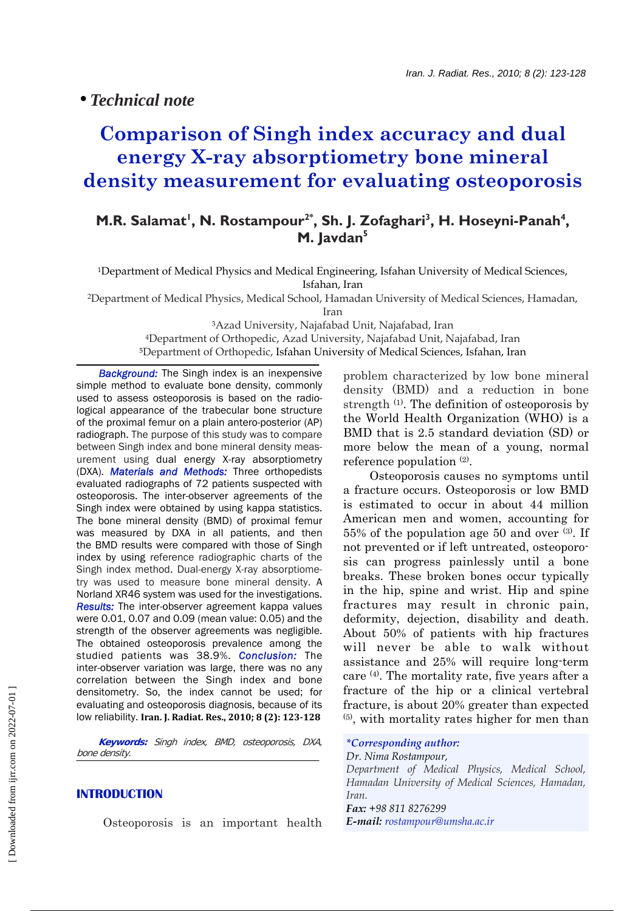• *Technical note*

# Comparison of Singh index accuracy and dual energy X-ray absorptiometry bone mineral density measurement for evaluating osteoporosis

**M.R. Salamat[1], N. Rostampour[2*], Sh. J. Zofaghari[3], H. Hoseyni-Panah[4], M. Javdan[5]**

[1]Department of Medical Physics and Medical Engineering, Isfahan University of Medical Sciences, Isfahan, Iran

[2]Department of Medical Physics, Medical School, Hamadan University of Medical Sciences, Hamadan, Iran

[3]Azad University, Najafabad Unit, Najafabad, Iran

[4]Department of Orthopedic, Azad University, Najafabad Unit, Najafabad, Iran

[5]Department of Orthopedic, Isfahan University of Medical Sciences, Isfahan, Iran

***Background:*** The Singh index is an inexpensive simple method to evaluate bone density, commonly used to assess osteoporosis is based on the radiological appearance of the trabecular bone structure of the proximal femur on a plain antero-posterior (AP) radiograph. The purpose of this study was to compare between Singh index and bone mineral density measurement using dual energy X-ray absorptiometry (DXA). ***Materials and Methods:*** Three orthopedists evaluated radiographs of 72 patients suspected with osteoporosis. The inter-observer agreements of the Singh index were obtained by using kappa statistics. The bone mineral density (BMD) of proximal femur was measured by DXA in all patients, and then the BMD results were compared with those of Singh index by using reference radiographic charts of the Singh index method. Dual-energy X-ray absorptiometry was used to measure bone mineral density. A Norland XR46 system was used for the investigations. ***Results:*** The inter-observer agreement kappa values were 0.01, 0.07 and 0.09 (mean value: 0.05) and the strength of the observer agreements was negligible. The obtained osteoporosis prevalence among the studied patients was 38.9%. ***Conclusion:*** The inter-observer variation was large, there was no any correlation between the Singh index and bone densitometry. So, the index cannot be used; for evaluating and osteoporosis diagnosis, because of its low reliability. **Iran. J. Radiat. Res., 2010; 8 (2): 123-128**

***Keywords:*** *Singh index, BMD, osteoporosis, DXA, bone density.*

## INTRODUCTION

Osteoporosis is an important health problem characterized by low bone mineral density (BMD) and a reduction in bone strength [1]. The definition of osteoporosis by the World Health Organization (WHO) is a BMD that is 2.5 standard deviation (SD) or more below the mean of a young, normal reference population [2].

Osteoporosis causes no symptoms until a fracture occurs. Osteoporosis or low BMD is estimated to occur in about 44 million American men and women, accounting for 55% of the population age 50 and over [3]. If not prevented or if left untreated, osteoporosis can progress painlessly until a bone breaks. These broken bones occur typically in the hip, spine and wrist. Hip and spine fractures may result in chronic pain, deformity, dejection, disability and death. About 50% of patients with hip fractures will never be able to walk without assistance and 25% will require long-term care [4]. The mortality rate, five years after a fracture of the hip or a clinical vertebral fracture, is about 20% greater than expected [5], with mortality rates higher for men than

***\*Corresponding author:***
*Dr. Nima Rostampour,*
*Department of Medical Physics, Medical School, Hamadan University of Medical Sciences, Hamadan, Iran.*
***Fax:*** *+98 811 8276299*
***E-mail:*** *rostampour@umsha.ac.ir*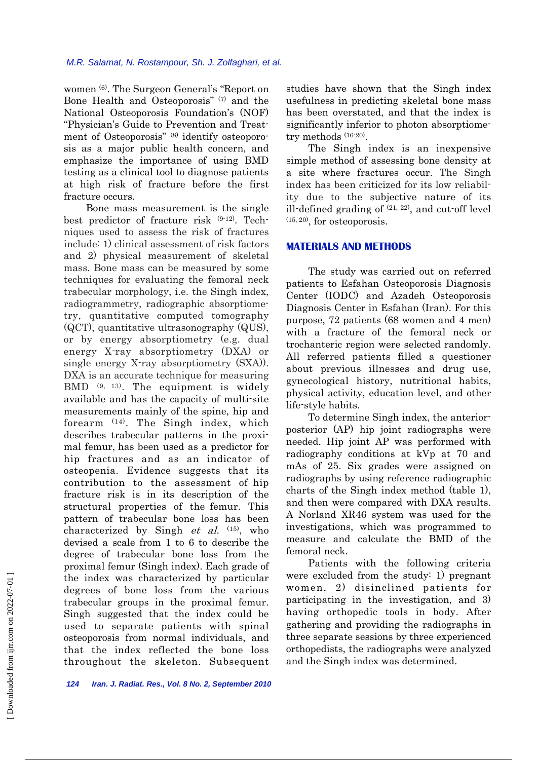women [6]. The Surgeon General's "Report on Bone Health and Osteoporosis" [7] and the National Osteoporosis Foundation's (NOF) "Physician's Guide to Prevention and Treatment of Osteoporosis" [8] identify osteoporosis as a major public health concern, and emphasize the importance of using BMD testing as a clinical tool to diagnose patients at high risk of fracture before the first fracture occurs.

Bone mass measurement is the single best predictor of fracture risk [9-12]. Techniques used to assess the risk of fractures include: 1) clinical assessment of risk factors and 2) physical measurement of skeletal mass. Bone mass can be measured by some techniques for evaluating the femoral neck trabecular morphology, i.e. the Singh index, radiogrammetry, radiographic absorptiometry, quantitative computed tomography (QCT), quantitative ultrasonography (QUS), or by energy absorptiometry (e.g. dual energy X-ray absorptiometry (DXA) or single energy X-ray absorptiometry (SXA)). DXA is an accurate technique for measuring BMD [9, 13]. The equipment is widely available and has the capacity of multi-site measurements mainly of the spine, hip and forearm [14]. The Singh index, which describes trabecular patterns in the proximal femur, has been used as a predictor for hip fractures and as an indicator of osteopenia. Evidence suggests that its contribution to the assessment of hip fracture risk is in its description of the structural properties of the femur. This pattern of trabecular bone loss has been characterized by Singh *et al.* [15], who devised a scale from 1 to 6 to describe the degree of trabecular bone loss from the proximal femur (Singh index). Each grade of the index was characterized by particular degrees of bone loss from the various trabecular groups in the proximal femur. Singh suggested that the index could be used to separate patients with spinal osteoporosis from normal individuals, and that the index reflected the bone loss throughout the skeleton. Subsequent studies have shown that the Singh index usefulness in predicting skeletal bone mass has been overstated, and that the index is significantly inferior to photon absorptiometry methods [16-20].

The Singh index is an inexpensive simple method of assessing bone density at a site where fractures occur. The Singh index has been criticized for its low reliability due to the subjective nature of its ill-defined grading of [21, 22], and cut-off level [15, 20], for osteoporosis.

## MATERIALS AND METHODS

The study was carried out on referred patients to Esfahan Osteoporosis Diagnosis Center (IODC) and Azadeh Osteoporosis Diagnosis Center in Esfahan (Iran). For this purpose, 72 patients (68 women and 4 men) with a fracture of the femoral neck or trochanteric region were selected randomly. All referred patients filled a questioner about previous illnesses and drug use, gynecological history, nutritional habits, physical activity, education level, and other life-style habits.

To determine Singh index, the anterior-posterior (AP) hip joint radiographs were needed. Hip joint AP was performed with radiography conditions at kVp at 70 and mAs of 25. Six grades were assigned on radiographs by using reference radiographic charts of the Singh index method (table 1), and then were compared with DXA results. A Norland XR46 system was used for the investigations, which was programmed to measure and calculate the BMD of the femoral neck.

Patients with the following criteria were excluded from the study: 1) pregnant women, 2) disinclined patients for participating in the investigation, and 3) having orthopedic tools in body. After gathering and providing the radiographs in three separate sessions by three experienced orthopedists, the radiographs were analyzed and the Singh index was determined.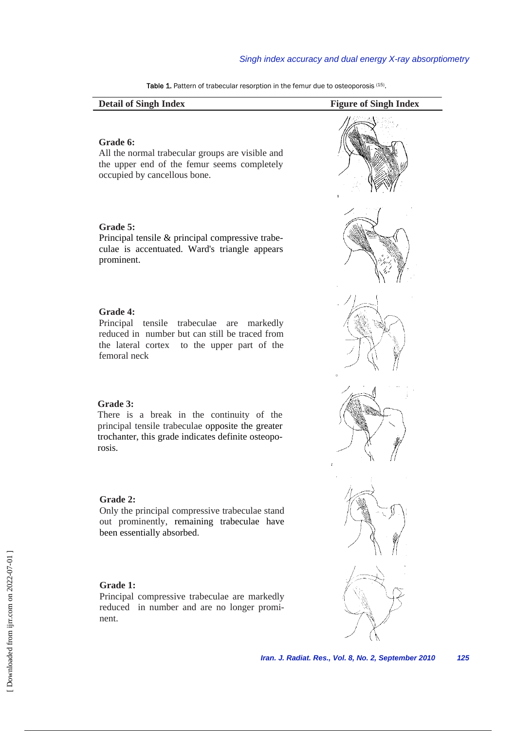Table 1. Pattern of trabecular resorption in the femur due to osteoporosis [15].

| Detail of Singh Index | Figure of Singh Index |
| --- | --- |
| **Grade 6:** All the normal trabecular groups are visible and the upper end of the femur seems completely occupied by cancellous bone. | |
| **Grade 5:** Principal tensile & principal compressive trabeculae is accentuated. Ward's triangle appears prominent. | |
| **Grade 4:** Principal tensile trabeculae are markedly reduced in number but can still be traced from the lateral cortex to the upper part of the femoral neck | |
| **Grade 3:** There is a break in the continuity of the principal tensile trabeculae opposite the greater trochanter, this grade indicates definite osteoporosis. | |
| **Grade 2:** Only the principal compressive trabeculae stand out prominently, remaining trabeculae have been essentially absorbed. | |
| **Grade 1:** Principal compressive trabeculae are markedly reduced in number and are no longer prominent. | |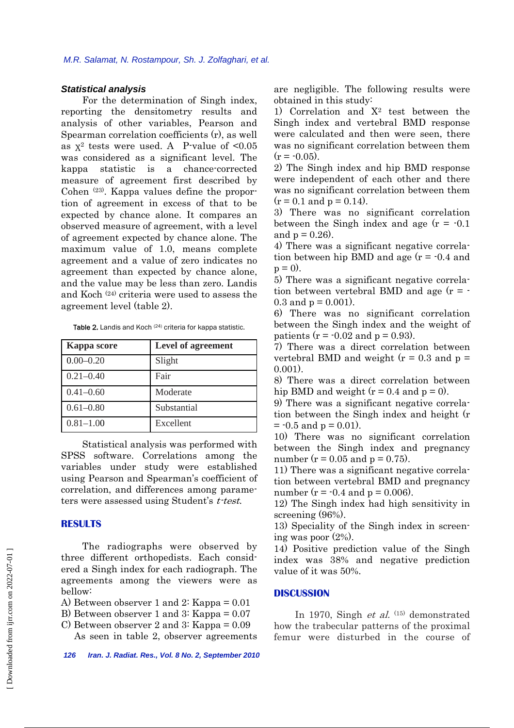### *Statistical analysis*

For the determination of Singh index, reporting the densitometry results and analysis of other variables, Pearson and Spearman correlation coefficients (r), as well as $\chi^2$ tests were used. A P-value of <0.05 was considered as a significant level. The kappa statistic is a chance-corrected measure of agreement first described by Cohen [23]. Kappa values define the proportion of agreement in excess of that to be expected by chance alone. It compares an observed measure of agreement, with a level of agreement expected by chance alone. The maximum value of 1.0, means complete agreement and a value of zero indicates no agreement than expected by chance alone, and the value may be less than zero. Landis and Koch [24] criteria were used to assess the agreement level (table 2).

Table 2. Landis and Koch [24] criteria for kappa statistic.

| Kappa score | Level of agreement |
|---|---|
| 0.00–0.20 | Slight |
| 0.21–0.40 | Fair |
| 0.41–0.60 | Moderate |
| 0.61–0.80 | Substantial |
| 0.81–1.00 | Excellent |

Statistical analysis was performed with SPSS software. Correlations among the variables under study were established using Pearson and Spearman's coefficient of correlation, and differences among parameters were assessed using Student's *t-test*.

## RESULTS

The radiographs were observed by three different orthopedists. Each considered a Singh index for each radiograph. The agreements among the viewers were as bellow:

A) Between observer 1 and 2: Kappa = 0.01
B) Between observer 1 and 3: Kappa = 0.07
C) Between observer 2 and 3: Kappa = 0.09

As seen in table 2, observer agreements are negligible. The following results were obtained in this study:

1) Correlation and $X^2$ test between the Singh index and vertebral BMD response were calculated and then were seen, there was no significant correlation between them (r = -0.05).
2) The Singh index and hip BMD response were independent of each other and there was no significant correlation between them (r = 0.1 and p = 0.14).
3) There was no significant correlation between the Singh index and age (r = -0.1 and p = 0.26).
4) There was a significant negative correlation between hip BMD and age (r = -0.4 and p = 0).
5) There was a significant negative correlation between vertebral BMD and age (r = -0.3 and p = 0.001).
6) There was no significant correlation between the Singh index and the weight of patients (r = -0.02 and p = 0.93).
7) There was a direct correlation between vertebral BMD and weight (r = 0.3 and p = 0.001).
8) There was a direct correlation between hip BMD and weight (r = 0.4 and p = 0).
9) There was a significant negative correlation between the Singh index and height (r = -0.5 and p = 0.01).
10) There was no significant correlation between the Singh index and pregnancy number (r = 0.05 and p = 0.75).
11) There was a significant negative correlation between vertebral BMD and pregnancy number (r = -0.4 and p = 0.006).
12) The Singh index had high sensitivity in screening (96%).
13) Speciality of the Singh index in screening was poor (2%).
14) Positive prediction value of the Singh index was 38% and negative prediction value of it was 50%.

## DISCUSSION

In 1970, Singh *et al.* [15] demonstrated how the trabecular patterns of the proximal femur were disturbed in the course of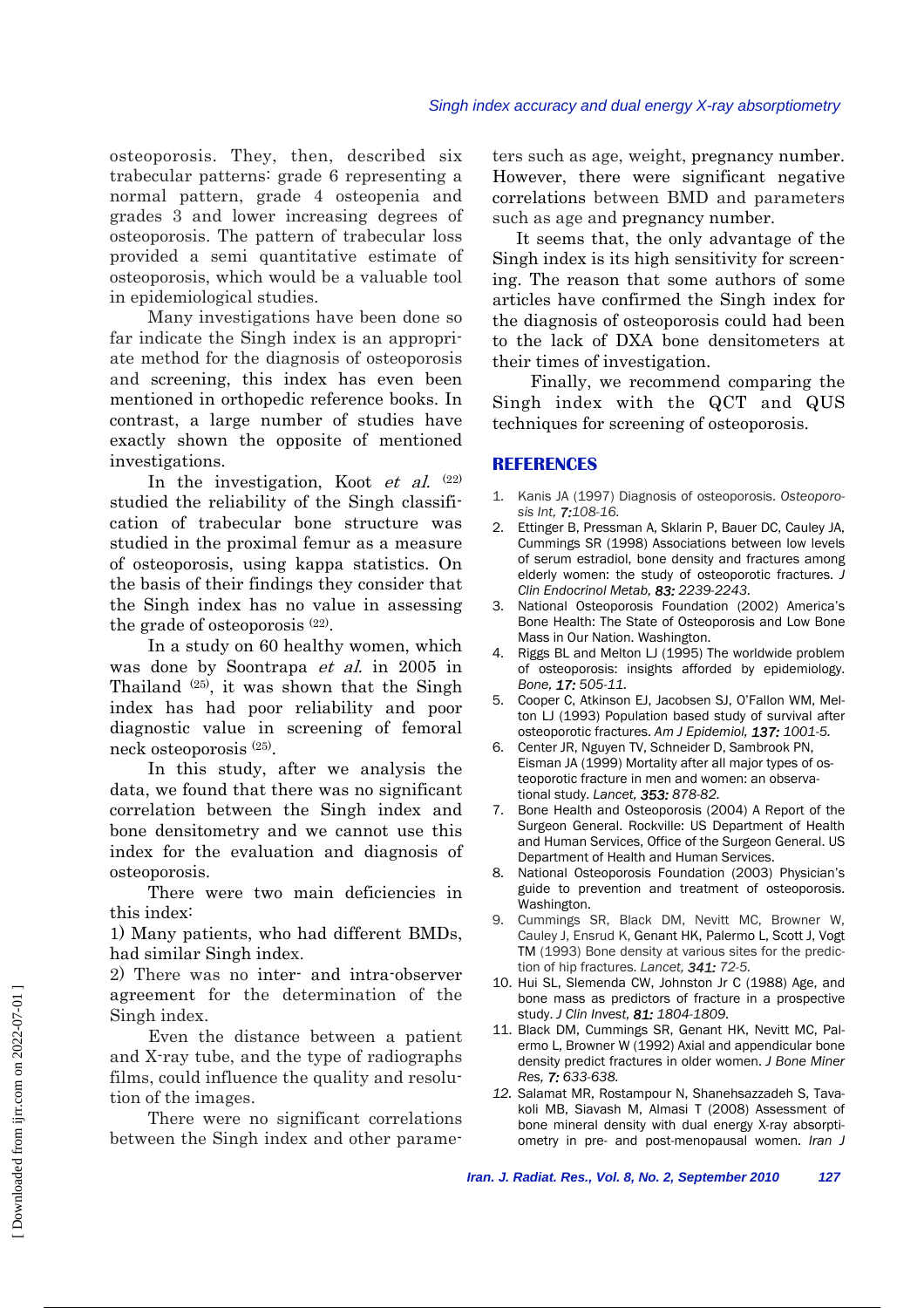osteoporosis. They, then, described six trabecular patterns: grade 6 representing a normal pattern, grade 4 osteopenia and grades 3 and lower increasing degrees of osteoporosis. The pattern of trabecular loss provided a semi quantitative estimate of osteoporosis, which would be a valuable tool in epidemiological studies.

Many investigations have been done so far indicate the Singh index is an appropriate method for the diagnosis of osteoporosis and screening, this index has even been mentioned in orthopedic reference books. In contrast, a large number of studies have exactly shown the opposite of mentioned investigations.

In the investigation, Koot *et al.* [22] studied the reliability of the Singh classification of trabecular bone structure was studied in the proximal femur as a measure of osteoporosis, using kappa statistics. On the basis of their findings they consider that the Singh index has no value in assessing the grade of osteoporosis [22].

In a study on 60 healthy women, which was done by Soontrapa *et al.* in 2005 in Thailand [25], it was shown that the Singh index has had poor reliability and poor diagnostic value in screening of femoral neck osteoporosis [25].

In this study, after we analysis the data, we found that there was no significant correlation between the Singh index and bone densitometry and we cannot use this index for the evaluation and diagnosis of osteoporosis.

There were two main deficiencies in this index:

1) Many patients, who had different BMDs, had similar Singh index.

2) There was no inter- and intra-observer agreement for the determination of the Singh index.

Even the distance between a patient and X-ray tube, and the type of radiographs films, could influence the quality and resolution of the images.

There were no significant correlations between the Singh index and other parameters such as age, weight, pregnancy number. However, there were significant negative correlations between BMD and parameters such as age and pregnancy number.

It seems that, the only advantage of the Singh index is its high sensitivity for screening. The reason that some authors of some articles have confirmed the Singh index for the diagnosis of osteoporosis could had been to the lack of DXA bone densitometers at their times of investigation.

Finally, we recommend comparing the Singh index with the QCT and QUS techniques for screening of osteoporosis.

## REFERENCES

1. Kanis JA (1997) Diagnosis of osteoporosis. *Osteoporosis Int,* ***7:****108-16.*
2. Ettinger B, Pressman A, Sklarin P, Bauer DC, Cauley JA, Cummings SR (1998) Associations between low levels of serum estradiol, bone density and fractures among elderly women: the study of osteoporotic fractures. *J Clin Endocrinol Metab,* ***83:*** *2239-2243.*
3. National Osteoporosis Foundation (2002) America's Bone Health: The State of Osteoporosis and Low Bone Mass in Our Nation. Washington.
4. Riggs BL and Melton LJ (1995) The worldwide problem of osteoporosis: insights afforded by epidemiology. *Bone,* ***17:*** *505-11.*
5. Cooper C, Atkinson EJ, Jacobsen SJ, O'Fallon WM, Melton LJ (1993) Population based study of survival after osteoporotic fractures. *Am J Epidemiol,* ***137:*** *1001-5.*
6. Center JR, Nguyen TV, Schneider D, Sambrook PN, Eisman JA (1999) Mortality after all major types of osteoporotic fracture in men and women: an observational study. *Lancet,* ***353:*** *878-82.*
7. Bone Health and Osteoporosis (2004) A Report of the Surgeon General. Rockville: US Department of Health and Human Services, Office of the Surgeon General. US Department of Health and Human Services.
8. National Osteoporosis Foundation (2003) Physician's guide to prevention and treatment of osteoporosis. Washington.
9. Cummings SR, Black DM, Nevitt MC, Browner W, Cauley J, Ensrud K, Genant HK, Palermo L, Scott J, Vogt TM (1993) Bone density at various sites for the prediction of hip fractures. *Lancet,* ***341:*** *72-5.*
10. Hui SL, Slemenda CW, Johnston Jr C (1988) Age, and bone mass as predictors of fracture in a prospective study. *J Clin Invest,* ***81:*** *1804-1809.*
11. Black DM, Cummings SR, Genant HK, Nevitt MC, Palermo L, Browner W (1992) Axial and appendicular bone density predict fractures in older women. *J Bone Miner Res,* ***7:*** *633-638.*
12. Salamat MR, Rostampour N, Shanehsazzadeh S, Tavakoli MB, Siavash M, Almasi T (2008) Assessment of bone mineral density with dual energy X-ray absorptiometry in pre- and post-menopausal women. *Iran J*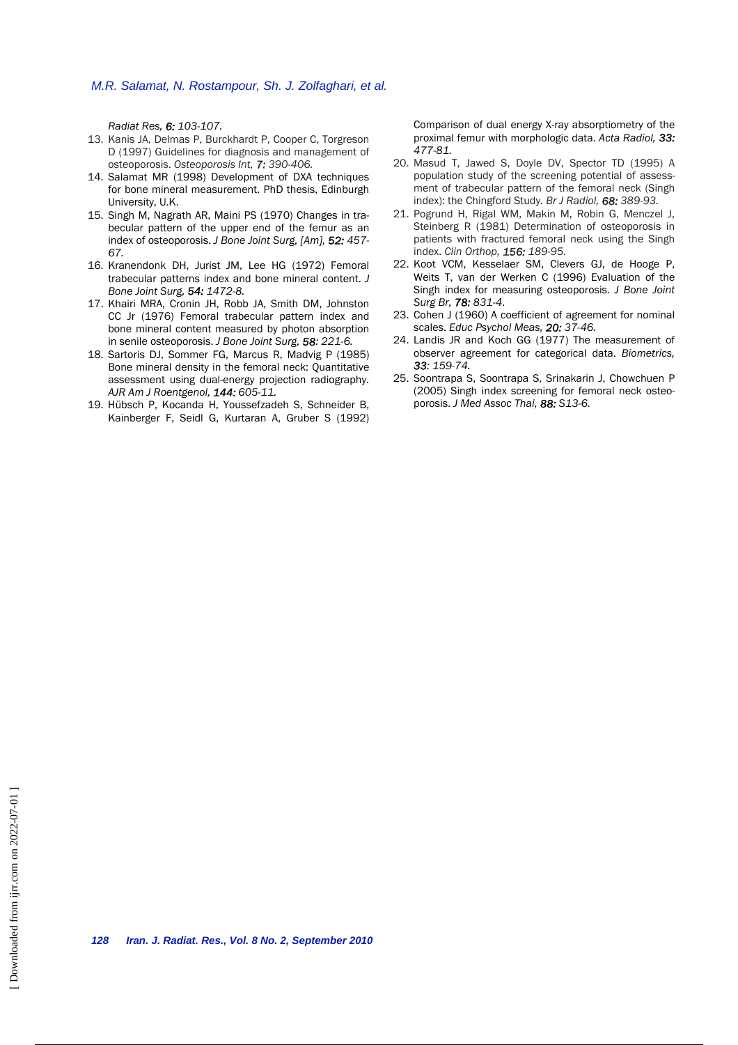*Radiat Res,* ***6:*** *103-107.*

13. Kanis JA, Delmas P, Burckhardt P, Cooper C, Torgreson D (1997) Guidelines for diagnosis and management of osteoporosis. *Osteoporosis Int,* ***7:*** *390-406.*
14. Salamat MR (1998) Development of DXA techniques for bone mineral measurement. PhD thesis, Edinburgh University, U.K.
15. Singh M, Nagrath AR, Maini PS (1970) Changes in trabecular pattern of the upper end of the femur as an index of osteoporosis. *J Bone Joint Surg, [Am],* ***52:*** *457-67.*
16. Kranendonk DH, Jurist JM, Lee HG (1972) Femoral trabecular patterns index and bone mineral content. *J Bone Joint Surg,* ***54:*** *1472-8.*
17. Khairi MRA, Cronin JH, Robb JA, Smith DM, Johnston CC Jr (1976) Femoral trabecular pattern index and bone mineral content measured by photon absorption in senile osteoporosis. *J Bone Joint Surg,* ***58****: 221-6.*
18. Sartoris DJ, Sommer FG, Marcus R, Madvig P (1985) Bone mineral density in the femoral neck: Quantitative assessment using dual-energy projection radiography. *AJR Am J Roentgenol,* ***144:*** *605-11.*
19. Hübsch P, Kocanda H, Youssefzadeh S, Schneider B, Kainberger F, Seidl G, Kurtaran A, Gruber S (1992) Comparison of dual energy X-ray absorptiometry of the proximal femur with morphologic data. *Acta Radiol,* ***33:*** *477-81.*
20. Masud T, Jawed S, Doyle DV, Spector TD (1995) A population study of the screening potential of assessment of trabecular pattern of the femoral neck (Singh index): the Chingford Study. *Br J Radiol,* ***68:*** *389-93.*
21. Pogrund H, Rigal WM, Makin M, Robin G, Menczel J, Steinberg R (1981) Determination of osteoporosis in patients with fractured femoral neck using the Singh index. *Clin Orthop,* ***156:*** *189-95.*
22. Koot VCM, Kesselaer SM, Clevers GJ, de Hooge P, Weits T, van der Werken C (1996) Evaluation of the Singh index for measuring osteoporosis. *J Bone Joint Surg Br,* ***78:*** *831-4.*
23. Cohen J (1960) A coefficient of agreement for nominal scales. *Educ Psychol Meas,* ***20:*** *37-46.*
24. Landis JR and Koch GG (1977) The measurement of observer agreement for categorical data. *Biometrics,* ***33****: 159-74.*
25. Soontrapa S, Soontrapa S, Srinakarin J, Chowchuen P (2005) Singh index screening for femoral neck osteoporosis. *J Med Assoc Thai,* ***88:*** *S13-6.*